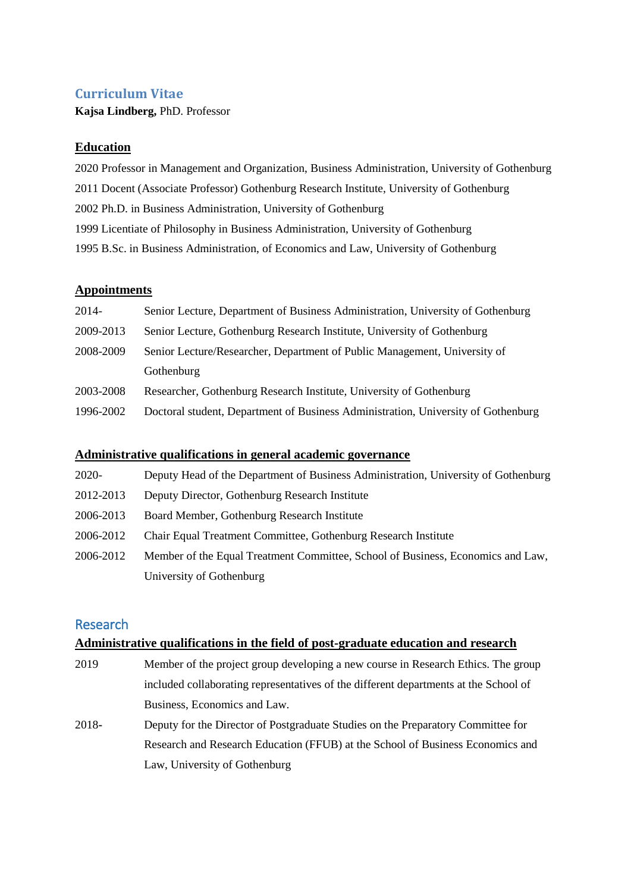# Curriculum Vitae

**Kajsa Lindberg,** PhD. Professor

## Education

2020 Professor in Management and Organization, Business Administration, University of Gothenburg

2011 Docent (Associate Professor) Gothenburg Research Institute, University of Gothenburg

2002 Ph.D. in Business Administration, University of Gothenburg

1999 Licentiate of Philosophy in Business Administration, University of Gothenburg

1995 B.Sc. in Business Administration, of Economics and Law, University of Gothenburg

## Appointments

| | |
|---|---|
| 2014- | Senior Lecture, Department of Business Administration, University of Gothenburg |
| 2009-2013 | Senior Lecture, Gothenburg Research Institute, University of Gothenburg |
| 2008-2009 | Senior Lecture/Researcher, Department of Public Management, University of Gothenburg |
| 2003-2008 | Researcher, Gothenburg Research Institute, University of Gothenburg |
| 1996-2002 | Doctoral student, Department of Business Administration, University of Gothenburg |

## Administrative qualifications in general academic governance

| | |
|---|---|
| 2020- | Deputy Head of the Department of Business Administration, University of Gothenburg |
| 2012-2013 | Deputy Director, Gothenburg Research Institute |
| 2006-2013 | Board Member, Gothenburg Research Institute |
| 2006-2012 | Chair Equal Treatment Committee, Gothenburg Research Institute |
| 2006-2012 | Member of the Equal Treatment Committee, School of Business, Economics and Law, University of Gothenburg |

# Research

## Administrative qualifications in the field of post-graduate education and research

| | |
|---|---|
| 2019 | Member of the project group developing a new course in Research Ethics. The group included collaborating representatives of the different departments at the School of Business, Economics and Law. |
| 2018- | Deputy for the Director of Postgraduate Studies on the Preparatory Committee for Research and Research Education (FFUB) at the School of Business Economics and Law, University of Gothenburg |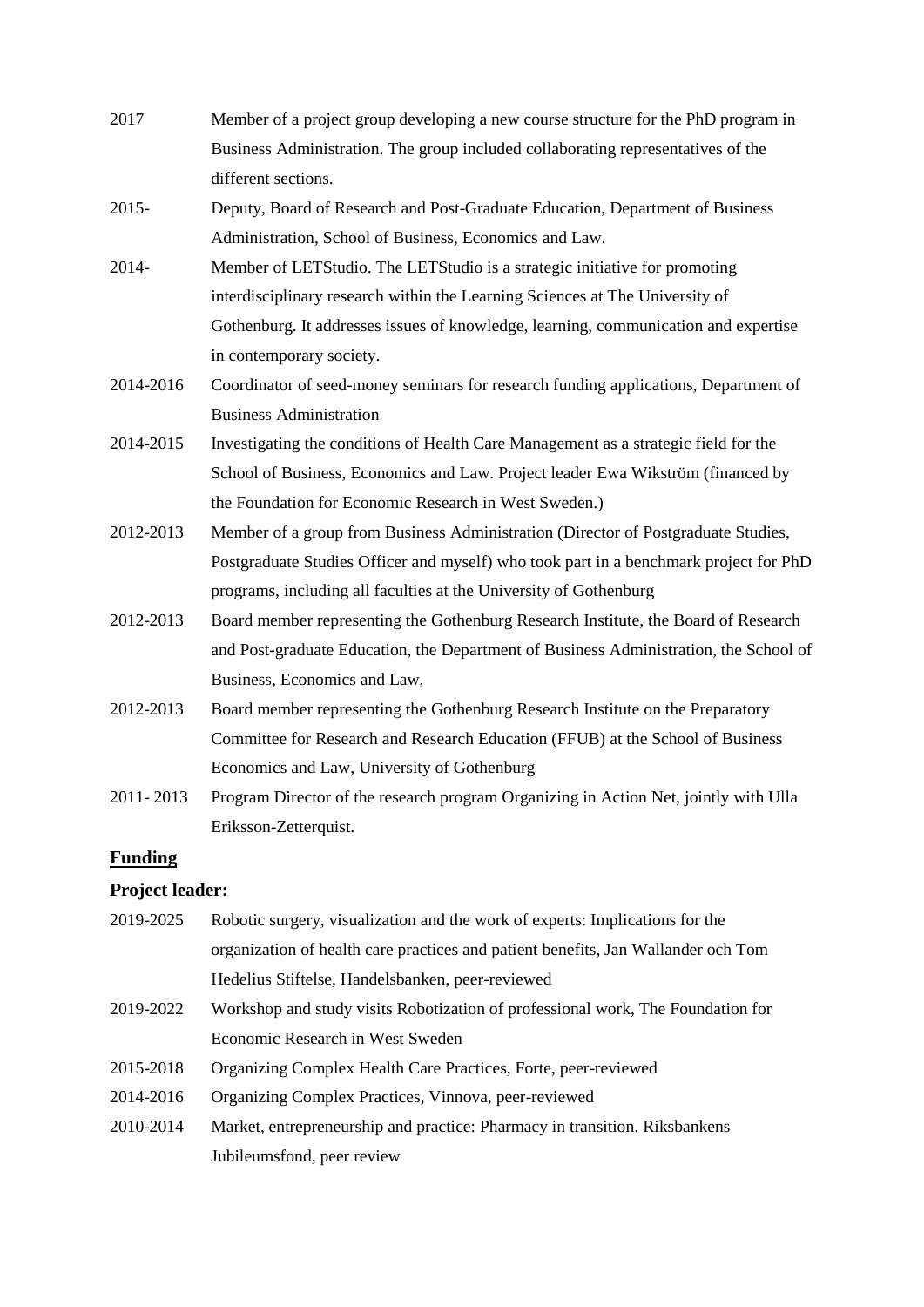2017 Member of a project group developing a new course structure for the PhD program in Business Administration. The group included collaborating representatives of the different sections.

2015- Deputy, Board of Research and Post-Graduate Education, Department of Business Administration, School of Business, Economics and Law.

2014- Member of LETStudio. The LETStudio is a strategic initiative for promoting interdisciplinary research within the Learning Sciences at The University of Gothenburg. It addresses issues of knowledge, learning, communication and expertise in contemporary society.

2014-2016 Coordinator of seed-money seminars for research funding applications, Department of Business Administration

2014-2015 Investigating the conditions of Health Care Management as a strategic field for the School of Business, Economics and Law. Project leader Ewa Wikström (financed by the Foundation for Economic Research in West Sweden.)

2012-2013 Member of a group from Business Administration (Director of Postgraduate Studies, Postgraduate Studies Officer and myself) who took part in a benchmark project for PhD programs, including all faculties at the University of Gothenburg

2012-2013 Board member representing the Gothenburg Research Institute, the Board of Research and Post-graduate Education, the Department of Business Administration, the School of Business, Economics and Law,

2012-2013 Board member representing the Gothenburg Research Institute on the Preparatory Committee for Research and Research Education (FFUB) at the School of Business Economics and Law, University of Gothenburg

2011- 2013 Program Director of the research program Organizing in Action Net, jointly with Ulla Eriksson-Zetterquist.

## Funding

### Project leader:

2019-2025 Robotic surgery, visualization and the work of experts: Implications for the organization of health care practices and patient benefits, Jan Wallander och Tom Hedelius Stiftelse, Handelsbanken, peer-reviewed

2019-2022 Workshop and study visits Robotization of professional work, The Foundation for Economic Research in West Sweden

2015-2018 Organizing Complex Health Care Practices, Forte, peer-reviewed

2014-2016 Organizing Complex Practices, Vinnova, peer-reviewed

2010-2014 Market, entrepreneurship and practice: Pharmacy in transition. Riksbankens Jubileumsfond, peer review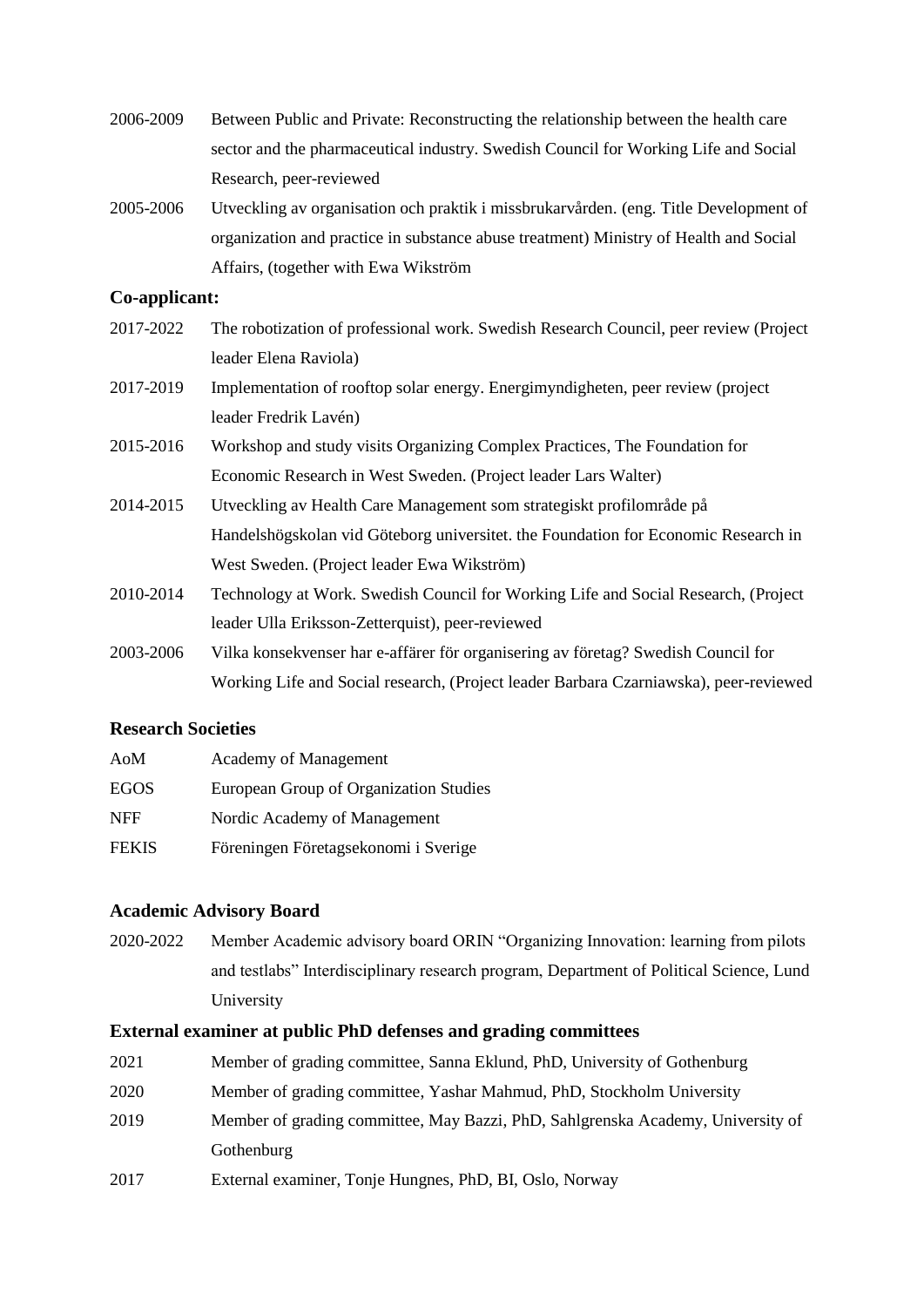2006-2009 Between Public and Private: Reconstructing the relationship between the health care sector and the pharmaceutical industry. Swedish Council for Working Life and Social Research, peer-reviewed

2005-2006 Utveckling av organisation och praktik i missbrukarvården. (eng. Title Development of organization and practice in substance abuse treatment) Ministry of Health and Social Affairs, (together with Ewa Wikström

**Co-applicant:**

2017-2022 The robotization of professional work. Swedish Research Council, peer review (Project leader Elena Raviola)

2017-2019 Implementation of rooftop solar energy. Energimyndigheten, peer review (project leader Fredrik Lavén)

2015-2016 Workshop and study visits Organizing Complex Practices, The Foundation for Economic Research in West Sweden. (Project leader Lars Walter)

2014-2015 Utveckling av Health Care Management som strategiskt profilområde på Handelshögskolan vid Göteborg universitet. the Foundation for Economic Research in West Sweden. (Project leader Ewa Wikström)

2010-2014 Technology at Work. Swedish Council for Working Life and Social Research, (Project leader Ulla Eriksson-Zetterquist), peer-reviewed

2003-2006 Vilka konsekvenser har e-affärer för organisering av företag? Swedish Council for Working Life and Social research, (Project leader Barbara Czarniawska), peer-reviewed

### Research Societies

AoM Academy of Management

EGOS European Group of Organization Studies

NFF Nordic Academy of Management

FEKIS Föreningen Företagsekonomi i Sverige

### Academic Advisory Board

2020-2022 Member Academic advisory board ORIN "Organizing Innovation: learning from pilots and testlabs" Interdisciplinary research program, Department of Political Science, Lund University

### External examiner at public PhD defenses and grading committees

2021 Member of grading committee, Sanna Eklund, PhD, University of Gothenburg

2020 Member of grading committee, Yashar Mahmud, PhD, Stockholm University

2019 Member of grading committee, May Bazzi, PhD, Sahlgrenska Academy, University of Gothenburg

2017 External examiner, Tonje Hungnes, PhD, BI, Oslo, Norway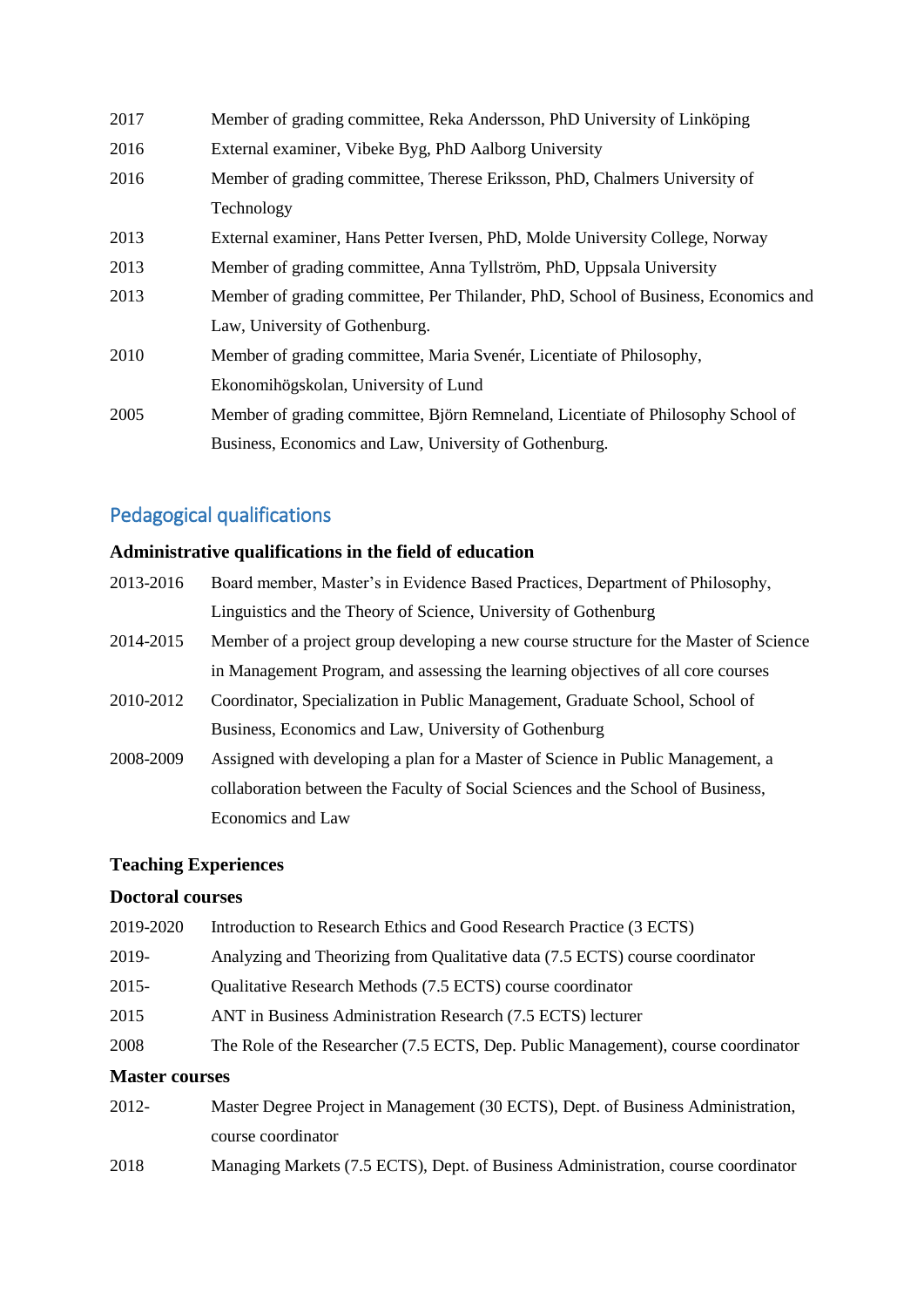2017 Member of grading committee, Reka Andersson, PhD University of Linköping

2016 External examiner, Vibeke Byg, PhD Aalborg University

2016 Member of grading committee, Therese Eriksson, PhD, Chalmers University of Technology

2013 External examiner, Hans Petter Iversen, PhD, Molde University College, Norway

2013 Member of grading committee, Anna Tyllström, PhD, Uppsala University

2013 Member of grading committee, Per Thilander, PhD, School of Business, Economics and Law, University of Gothenburg.

2010 Member of grading committee, Maria Svenér, Licentiate of Philosophy, Ekonomihögskolan, University of Lund

2005 Member of grading committee, Björn Remneland, Licentiate of Philosophy School of Business, Economics and Law, University of Gothenburg.

## Pedagogical qualifications

### Administrative qualifications in the field of education

2013-2016 Board member, Master's in Evidence Based Practices, Department of Philosophy, Linguistics and the Theory of Science, University of Gothenburg

2014-2015 Member of a project group developing a new course structure for the Master of Science in Management Program, and assessing the learning objectives of all core courses

2010-2012 Coordinator, Specialization in Public Management, Graduate School, School of Business, Economics and Law, University of Gothenburg

2008-2009 Assigned with developing a plan for a Master of Science in Public Management, a collaboration between the Faculty of Social Sciences and the School of Business, Economics and Law

### Teaching Experiences

#### Doctoral courses

2019-2020 Introduction to Research Ethics and Good Research Practice (3 ECTS)

2019- Analyzing and Theorizing from Qualitative data (7.5 ECTS) course coordinator

2015- Qualitative Research Methods (7.5 ECTS) course coordinator

2015 ANT in Business Administration Research (7.5 ECTS) lecturer

2008 The Role of the Researcher (7.5 ECTS, Dep. Public Management), course coordinator

#### Master courses

2012- Master Degree Project in Management (30 ECTS), Dept. of Business Administration, course coordinator

2018 Managing Markets (7.5 ECTS), Dept. of Business Administration, course coordinator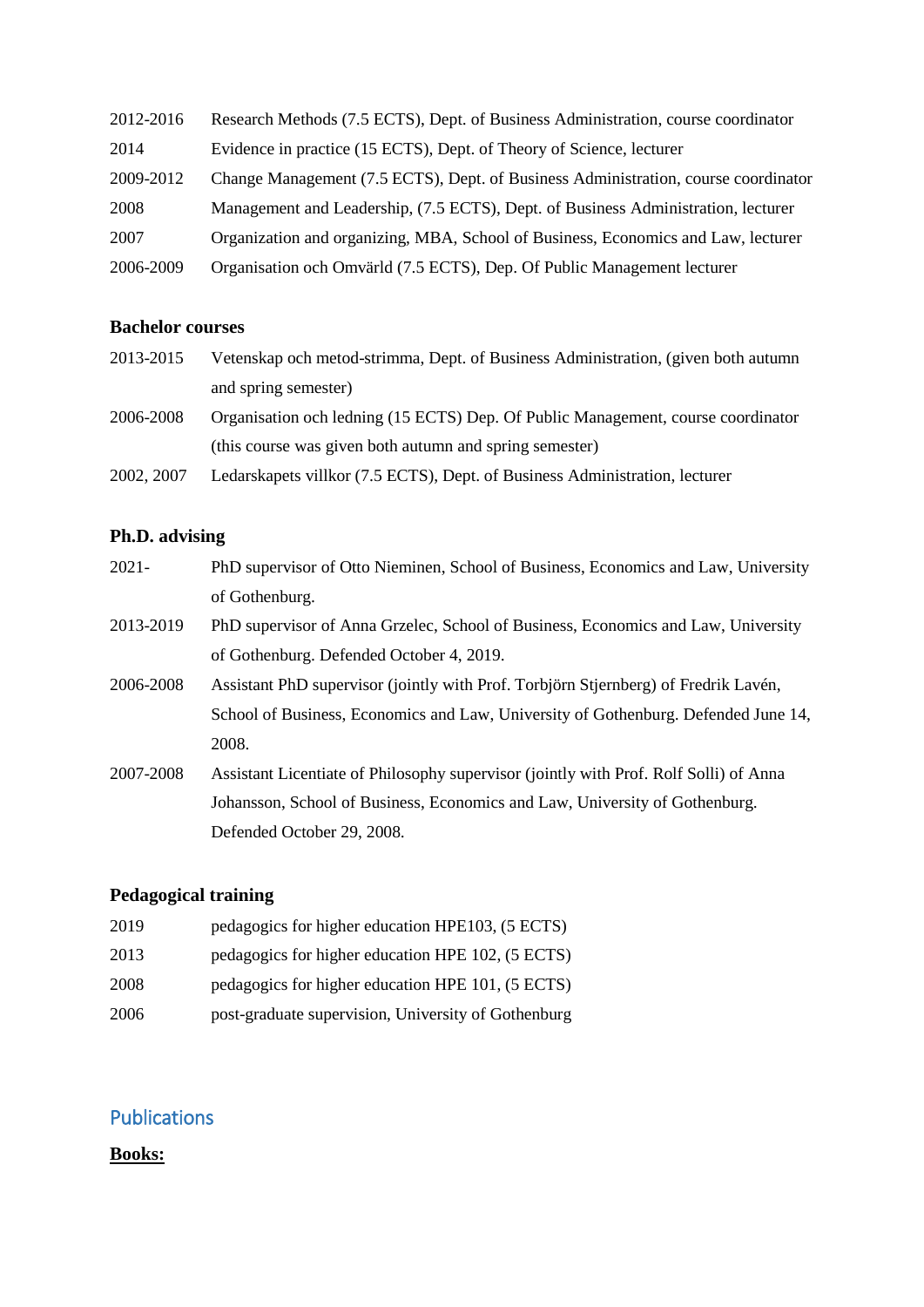2012-2016 Research Methods (7.5 ECTS), Dept. of Business Administration, course coordinator

2014 Evidence in practice (15 ECTS), Dept. of Theory of Science, lecturer

2009-2012 Change Management (7.5 ECTS), Dept. of Business Administration, course coordinator

2008 Management and Leadership, (7.5 ECTS), Dept. of Business Administration, lecturer

2007 Organization and organizing, MBA, School of Business, Economics and Law, lecturer

2006-2009 Organisation och Omvärld (7.5 ECTS), Dep. Of Public Management lecturer

**Bachelor courses**

2013-2015 Vetenskap och metod-strimma, Dept. of Business Administration, (given both autumn and spring semester)

2006-2008 Organisation och ledning (15 ECTS) Dep. Of Public Management, course coordinator (this course was given both autumn and spring semester)

2002, 2007 Ledarskapets villkor (7.5 ECTS), Dept. of Business Administration, lecturer

**Ph.D. advising**

2021- PhD supervisor of Otto Nieminen, School of Business, Economics and Law, University of Gothenburg.

2013-2019 PhD supervisor of Anna Grzelec, School of Business, Economics and Law, University of Gothenburg. Defended October 4, 2019.

2006-2008 Assistant PhD supervisor (jointly with Prof. Torbjörn Stjernberg) of Fredrik Lavén, School of Business, Economics and Law, University of Gothenburg. Defended June 14, 2008.

2007-2008 Assistant Licentiate of Philosophy supervisor (jointly with Prof. Rolf Solli) of Anna Johansson, School of Business, Economics and Law, University of Gothenburg. Defended October 29, 2008.

**Pedagogical training**

2019 pedagogics for higher education HPE103, (5 ECTS)

2013 pedagogics for higher education HPE 102, (5 ECTS)

2008 pedagogics for higher education HPE 101, (5 ECTS)

2006 post-graduate supervision, University of Gothenburg

## Publications

**Books:**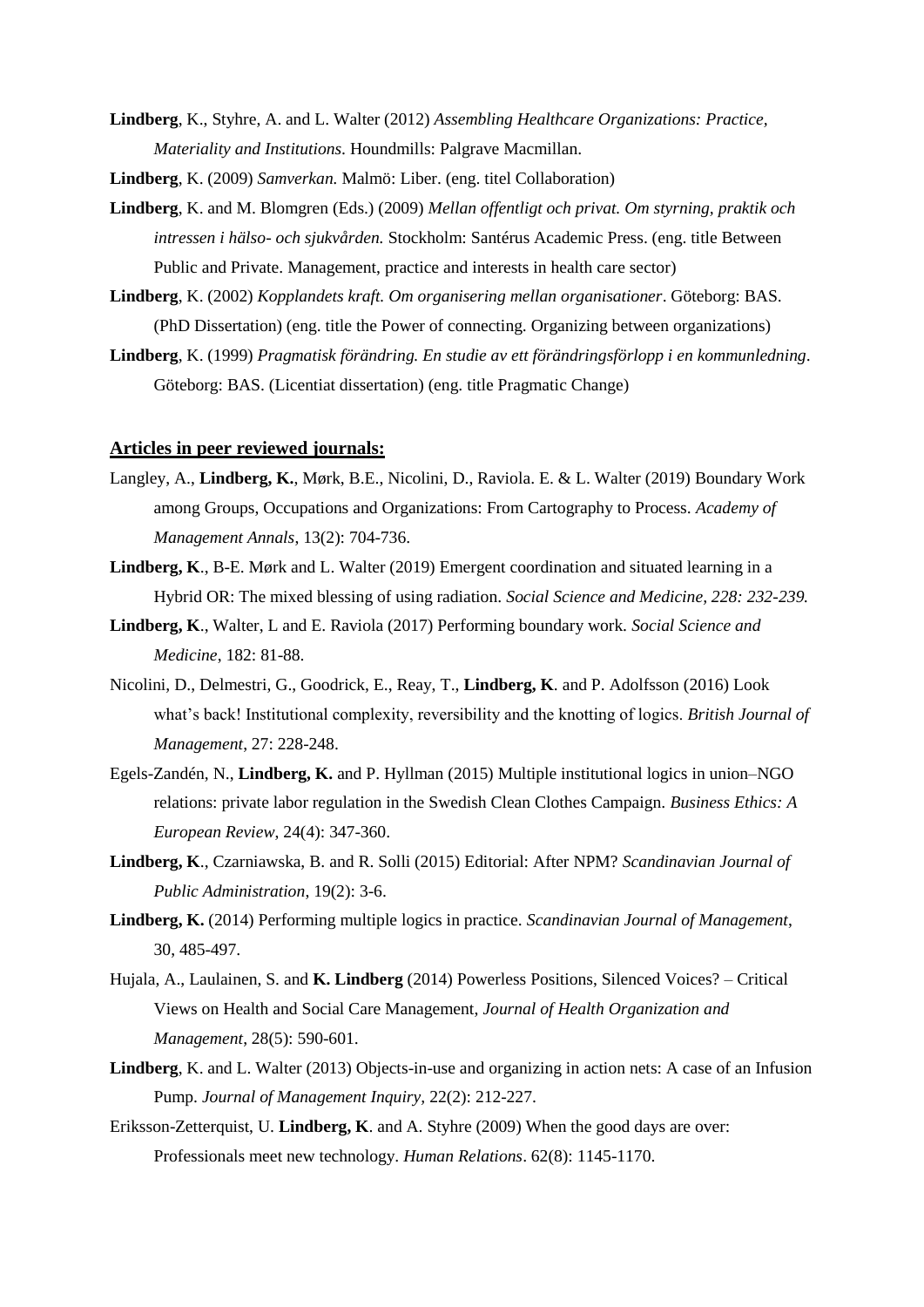**Lindberg**, K., Styhre, A. and L. Walter (2012) *Assembling Healthcare Organizations: Practice, Materiality and Institutions*. Houndmills: Palgrave Macmillan.

**Lindberg**, K. (2009) *Samverkan.* Malmö: Liber. (eng. titel Collaboration)

**Lindberg**, K. and M. Blomgren (Eds.) (2009) *Mellan offentligt och privat. Om styrning, praktik och intressen i hälso- och sjukvården.* Stockholm: Santérus Academic Press. (eng. title Between Public and Private. Management, practice and interests in health care sector)

**Lindberg**, K. (2002) *Kopplandets kraft. Om organisering mellan organisationer*. Göteborg: BAS. (PhD Dissertation) (eng. title the Power of connecting. Organizing between organizations)

**Lindberg**, K. (1999) *Pragmatisk förändring. En studie av ett förändringsförlopp i en kommunledning*. Göteborg: BAS. (Licentiat dissertation) (eng. title Pragmatic Change)

## Articles in peer reviewed journals:

Langley, A., **Lindberg, K.**, Mørk, B.E., Nicolini, D., Raviola. E. & L. Walter (2019) Boundary Work among Groups, Occupations and Organizations: From Cartography to Process. *Academy of Management Annals*, 13(2): 704-736.

**Lindberg, K**., B-E. Mørk and L. Walter (2019) Emergent coordination and situated learning in a Hybrid OR: The mixed blessing of using radiation. *Social Science and Medicine, 228: 232-239.*

**Lindberg, K**., Walter, L and E. Raviola (2017) Performing boundary work. *Social Science and Medicine*, 182: 81-88.

Nicolini, D., Delmestri, G., Goodrick, E., Reay, T., **Lindberg, K**. and P. Adolfsson (2016) Look what's back! Institutional complexity, reversibility and the knotting of logics. *British Journal of Management*, 27: 228-248.

Egels-Zandén, N., **Lindberg, K.** and P. Hyllman (2015) Multiple institutional logics in union–NGO relations: private labor regulation in the Swedish Clean Clothes Campaign. *Business Ethics: A European Review*, 24(4): 347-360.

**Lindberg, K**., Czarniawska, B. and R. Solli (2015) Editorial: After NPM? *Scandinavian Journal of Public Administration*, 19(2): 3-6.

**Lindberg, K.** (2014) Performing multiple logics in practice. *Scandinavian Journal of Management*, 30, 485-497.

Hujala, A., Laulainen, S. and **K. Lindberg** (2014) Powerless Positions, Silenced Voices? – Critical Views on Health and Social Care Management, *Journal of Health Organization and Management*, 28(5): 590-601.

**Lindberg**, K. and L. Walter (2013) Objects-in-use and organizing in action nets: A case of an Infusion Pump. *Journal of Management Inquiry*, 22(2): 212-227.

Eriksson-Zetterquist, U. **Lindberg, K**. and A. Styhre (2009) When the good days are over: Professionals meet new technology. *Human Relations*. 62(8): 1145-1170.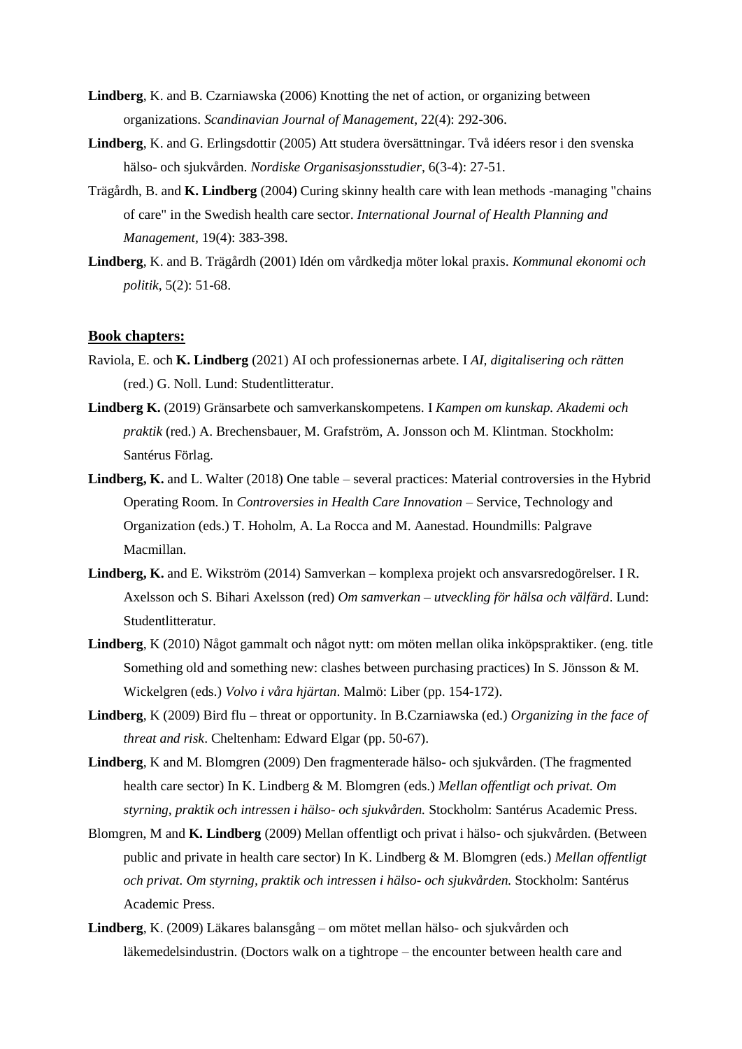**Lindberg**, K. and B. Czarniawska (2006) Knotting the net of action, or organizing between organizations. *Scandinavian Journal of Management*, 22(4): 292-306.

**Lindberg**, K. and G. Erlingsdottir (2005) Att studera översättningar. Två idéers resor i den svenska hälso- och sjukvården. *Nordiske Organisasjonsstudier*, 6(3-4): 27-51.

Trägårdh, B. and **K. Lindberg** (2004) Curing skinny health care with lean methods -managing "chains of care" in the Swedish health care sector. *International Journal of Health Planning and Management*, 19(4): 383-398.

**Lindberg**, K. and B. Trägårdh (2001) Idén om vårdkedja möter lokal praxis. *Kommunal ekonomi och politik*, 5(2): 51-68.

**Book chapters:**

Raviola, E. och **K. Lindberg** (2021) AI och professionernas arbete. I *AI, digitalisering och rätten* (red.) G. Noll. Lund: Studentlitteratur.

**Lindberg K.** (2019) Gränsarbete och samverkanskompetens. I *Kampen om kunskap. Akademi och praktik* (red.) A. Brechensbauer, M. Grafström, A. Jonsson och M. Klintman. Stockholm: Santérus Förlag.

**Lindberg, K.** and L. Walter (2018) One table – several practices: Material controversies in the Hybrid Operating Room. In *Controversies in Health Care Innovation* – Service, Technology and Organization (eds.) T. Hoholm, A. La Rocca and M. Aanestad. Houndmills: Palgrave Macmillan.

**Lindberg, K.** and E. Wikström (2014) Samverkan – komplexa projekt och ansvarsredogörelser. I R. Axelsson och S. Bihari Axelsson (red) *Om samverkan – utveckling för hälsa och välfärd*. Lund: Studentlitteratur.

**Lindberg**, K (2010) Något gammalt och något nytt: om möten mellan olika inköpspraktiker. (eng. title Something old and something new: clashes between purchasing practices) In S. Jönsson & M. Wickelgren (eds.) *Volvo i våra hjärtan*. Malmö: Liber (pp. 154-172).

**Lindberg**, K (2009) Bird flu – threat or opportunity. In B.Czarniawska (ed.) *Organizing in the face of threat and risk*. Cheltenham: Edward Elgar (pp. 50-67).

**Lindberg**, K and M. Blomgren (2009) Den fragmenterade hälso- och sjukvården. (The fragmented health care sector) In K. Lindberg & M. Blomgren (eds.) *Mellan offentligt och privat. Om styrning, praktik och intressen i hälso- och sjukvården.* Stockholm: Santérus Academic Press.

Blomgren, M and **K. Lindberg** (2009) Mellan offentligt och privat i hälso- och sjukvården. (Between public and private in health care sector) In K. Lindberg & M. Blomgren (eds.) *Mellan offentligt och privat. Om styrning, praktik och intressen i hälso- och sjukvården.* Stockholm: Santérus Academic Press.

**Lindberg**, K. (2009) Läkares balansgång – om mötet mellan hälso- och sjukvården och läkemedelsindustrin. (Doctors walk on a tightrope – the encounter between health care and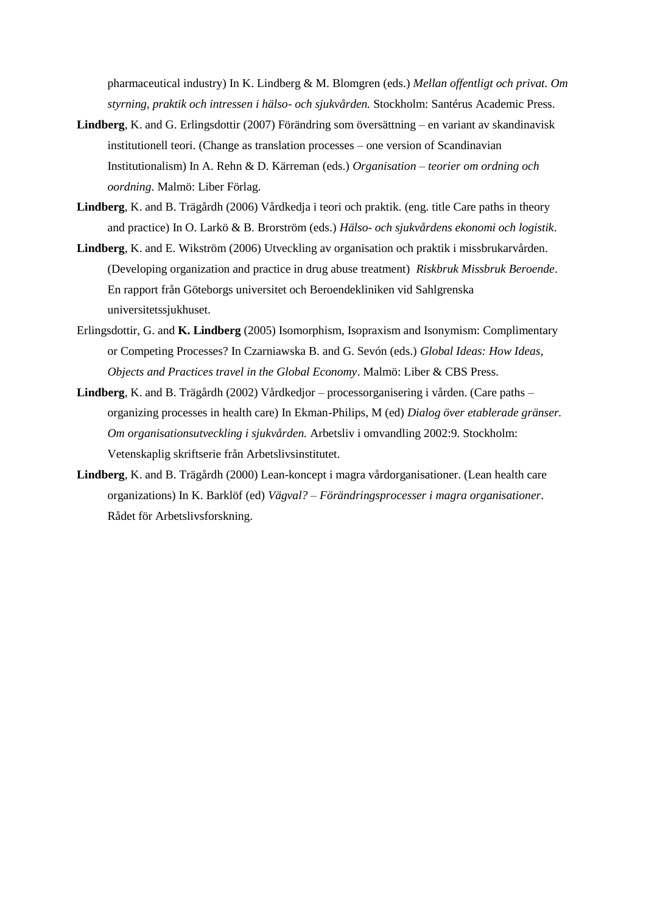pharmaceutical industry) In K. Lindberg & M. Blomgren (eds.) *Mellan offentligt och privat. Om styrning, praktik och intressen i hälso- och sjukvården.* Stockholm: Santérus Academic Press.

**Lindberg**, K. and G. Erlingsdottir (2007) Förändring som översättning – en variant av skandinavisk institutionell teori. (Change as translation processes – one version of Scandinavian Institutionalism) In A. Rehn & D. Kärreman (eds.) *Organisation – teorier om ordning och oordning*. Malmö: Liber Förlag.

**Lindberg**, K. and B. Trägårdh (2006) Vårdkedja i teori och praktik. (eng. title Care paths in theory and practice) In O. Larkö & B. Brorström (eds.) *Hälso- och sjukvårdens ekonomi och logistik*.

**Lindberg**, K. and E. Wikström (2006) Utveckling av organisation och praktik i missbrukarvården. (Developing organization and practice in drug abuse treatment) *Riskbruk Missbruk Beroende*. En rapport från Göteborgs universitet och Beroendekliniken vid Sahlgrenska universitetssjukhuset.

Erlingsdottir, G. and **K. Lindberg** (2005) Isomorphism, Isopraxism and Isonymism: Complimentary or Competing Processes? In Czarniawska B. and G. Sevón (eds.) *Global Ideas: How Ideas, Objects and Practices travel in the Global Economy*. Malmö: Liber & CBS Press.

**Lindberg**, K. and B. Trägårdh (2002) Vårdkedjor – processorganisering i vården. (Care paths – organizing processes in health care) In Ekman-Philips, M (ed) *Dialog över etablerade gränser. Om organisationsutveckling i sjukvården.* Arbetsliv i omvandling 2002:9. Stockholm: Vetenskaplig skriftserie från Arbetslivsinstitutet.

**Lindberg**, K. and B. Trägårdh (2000) Lean-koncept i magra vårdorganisationer. (Lean health care organizations) In K. Barklöf (ed) *Vägval? – Förändringsprocesser i magra organisationer*. Rådet för Arbetslivsforskning.